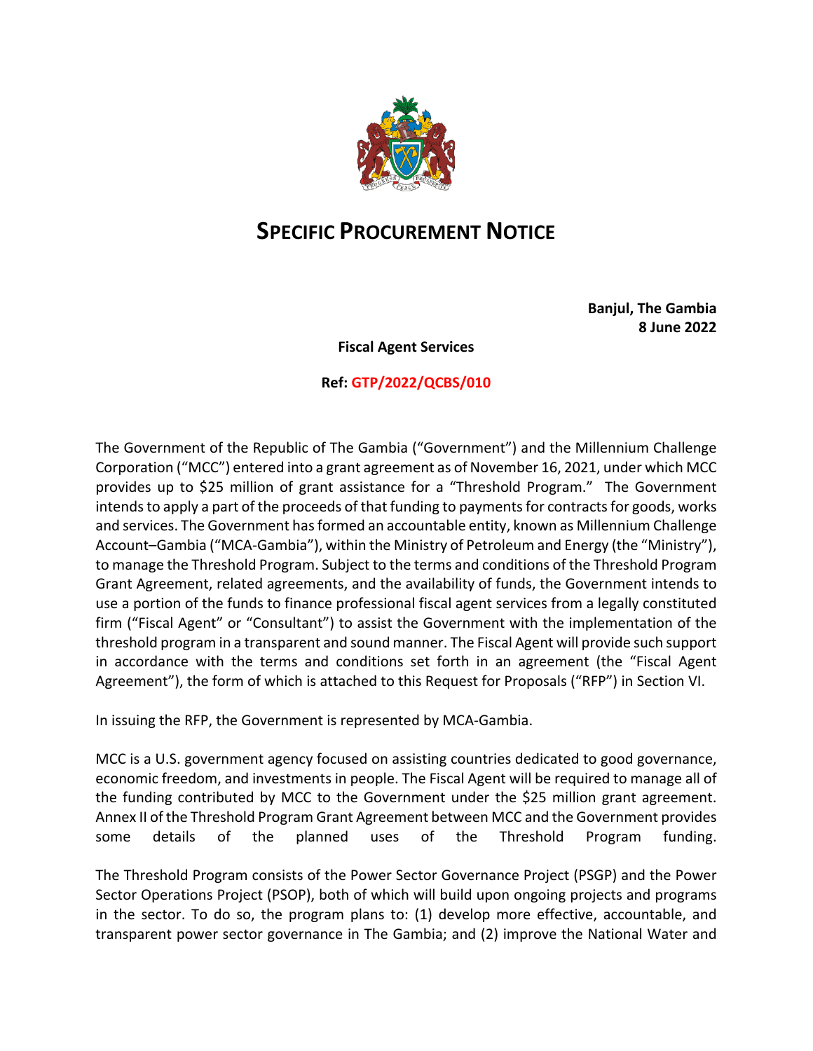# SPECIFIC PROCUREMENT NOTICE

**Banjul, The Gambia**
**8 June 2022**

**Fiscal Agent Services**

**Ref: GTP/2022/QCBS/010**

The Government of the Republic of The Gambia ("Government") and the Millennium Challenge Corporation ("MCC") entered into a grant agreement as of November 16, 2021, under which MCC provides up to $25 million of grant assistance for a "Threshold Program." The Government intends to apply a part of the proceeds of that funding to payments for contracts for goods, works and services. The Government has formed an accountable entity, known as Millennium Challenge Account–Gambia ("MCA-Gambia"), within the Ministry of Petroleum and Energy (the "Ministry"), to manage the Threshold Program. Subject to the terms and conditions of the Threshold Program Grant Agreement, related agreements, and the availability of funds, the Government intends to use a portion of the funds to finance professional fiscal agent services from a legally constituted firm ("Fiscal Agent" or "Consultant") to assist the Government with the implementation of the threshold program in a transparent and sound manner. The Fiscal Agent will provide such support in accordance with the terms and conditions set forth in an agreement (the "Fiscal Agent Agreement"), the form of which is attached to this Request for Proposals ("RFP") in Section VI.

In issuing the RFP, the Government is represented by MCA-Gambia.

MCC is a U.S. government agency focused on assisting countries dedicated to good governance, economic freedom, and investments in people. The Fiscal Agent will be required to manage all of the funding contributed by MCC to the Government under the $25 million grant agreement. Annex II of the Threshold Program Grant Agreement between MCC and the Government provides some details of the planned uses of the Threshold Program funding.

The Threshold Program consists of the Power Sector Governance Project (PSGP) and the Power Sector Operations Project (PSOP), both of which will build upon ongoing projects and programs in the sector. To do so, the program plans to: (1) develop more effective, accountable, and transparent power sector governance in The Gambia; and (2) improve the National Water and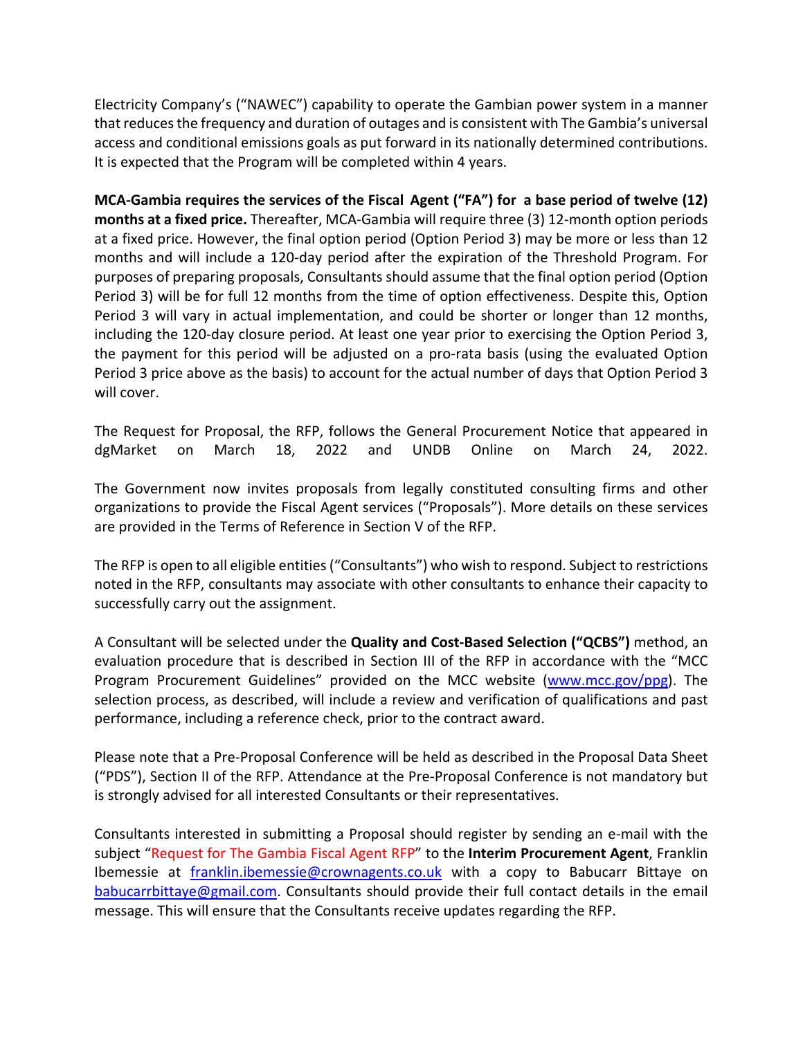Electricity Company's ("NAWEC") capability to operate the Gambian power system in a manner that reduces the frequency and duration of outages and is consistent with The Gambia's universal access and conditional emissions goals as put forward in its nationally determined contributions. It is expected that the Program will be completed within 4 years.

**MCA-Gambia requires the services of the Fiscal Agent ("FA") for a base period of twelve (12) months at a fixed price.** Thereafter, MCA-Gambia will require three (3) 12-month option periods at a fixed price. However, the final option period (Option Period 3) may be more or less than 12 months and will include a 120-day period after the expiration of the Threshold Program. For purposes of preparing proposals, Consultants should assume that the final option period (Option Period 3) will be for full 12 months from the time of option effectiveness. Despite this, Option Period 3 will vary in actual implementation, and could be shorter or longer than 12 months, including the 120-day closure period. At least one year prior to exercising the Option Period 3, the payment for this period will be adjusted on a pro-rata basis (using the evaluated Option Period 3 price above as the basis) to account for the actual number of days that Option Period 3 will cover.

The Request for Proposal, the RFP, follows the General Procurement Notice that appeared in dgMarket on March 18, 2022 and UNDB Online on March 24, 2022.

The Government now invites proposals from legally constituted consulting firms and other organizations to provide the Fiscal Agent services ("Proposals"). More details on these services are provided in the Terms of Reference in Section V of the RFP.

The RFP is open to all eligible entities ("Consultants") who wish to respond. Subject to restrictions noted in the RFP, consultants may associate with other consultants to enhance their capacity to successfully carry out the assignment.

A Consultant will be selected under the **Quality and Cost-Based Selection ("QCBS")** method, an evaluation procedure that is described in Section III of the RFP in accordance with the "MCC Program Procurement Guidelines" provided on the MCC website (www.mcc.gov/ppg). The selection process, as described, will include a review and verification of qualifications and past performance, including a reference check, prior to the contract award.

Please note that a Pre-Proposal Conference will be held as described in the Proposal Data Sheet ("PDS"), Section II of the RFP. Attendance at the Pre-Proposal Conference is not mandatory but is strongly advised for all interested Consultants or their representatives.

Consultants interested in submitting a Proposal should register by sending an e-mail with the subject "Request for The Gambia Fiscal Agent RFP" to the **Interim Procurement Agent**, Franklin Ibemessie at franklin.ibemessie@crownagents.co.uk with a copy to Babucarr Bittaye on babucarrbittaye@gmail.com. Consultants should provide their full contact details in the email message. This will ensure that the Consultants receive updates regarding the RFP.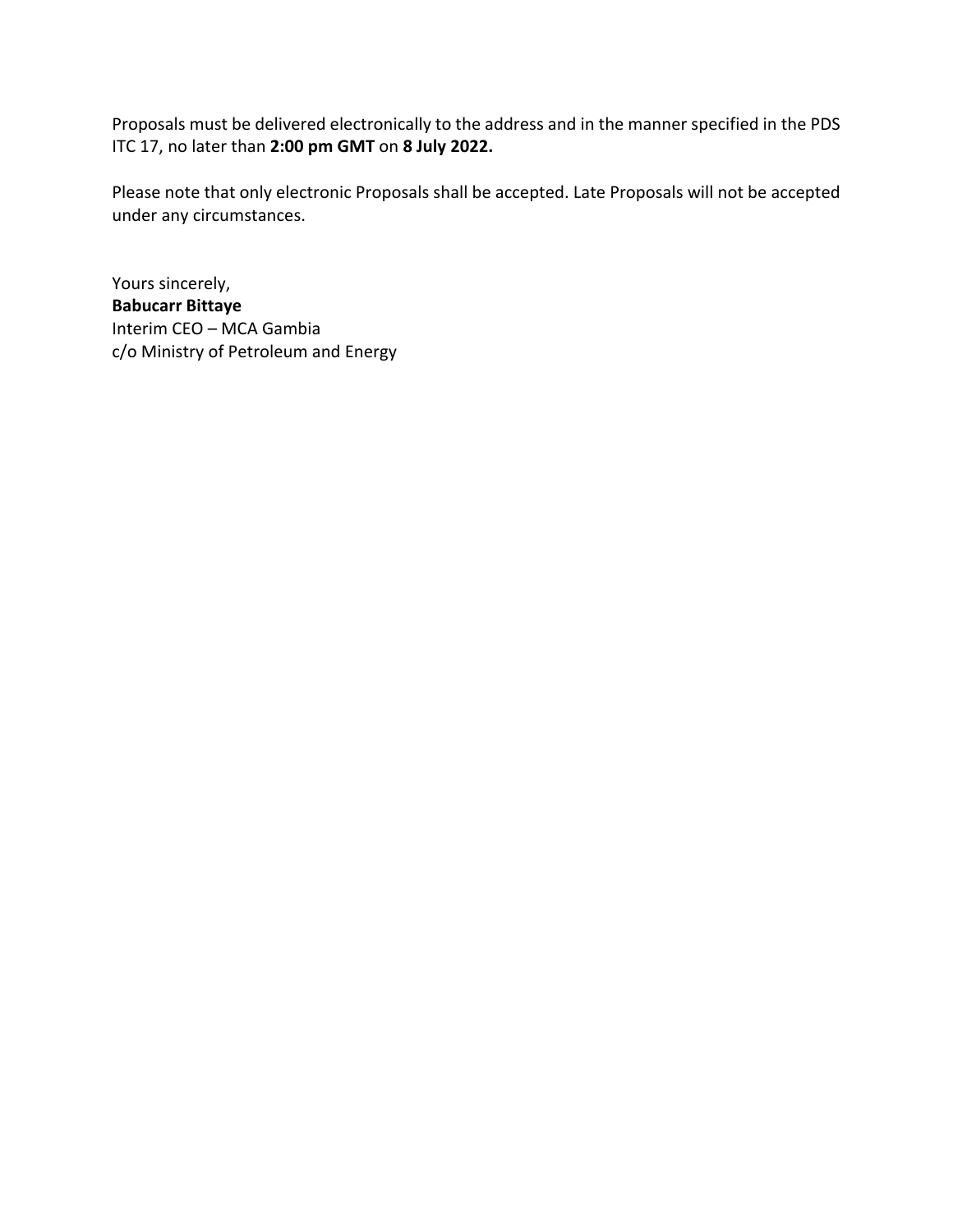Proposals must be delivered electronically to the address and in the manner specified in the PDS ITC 17, no later than **2:00 pm GMT** on **8 July 2022.**

Please note that only electronic Proposals shall be accepted. Late Proposals will not be accepted under any circumstances.

Yours sincerely,
**Babucarr Bittaye**
Interim CEO – MCA Gambia
c/o Ministry of Petroleum and Energy